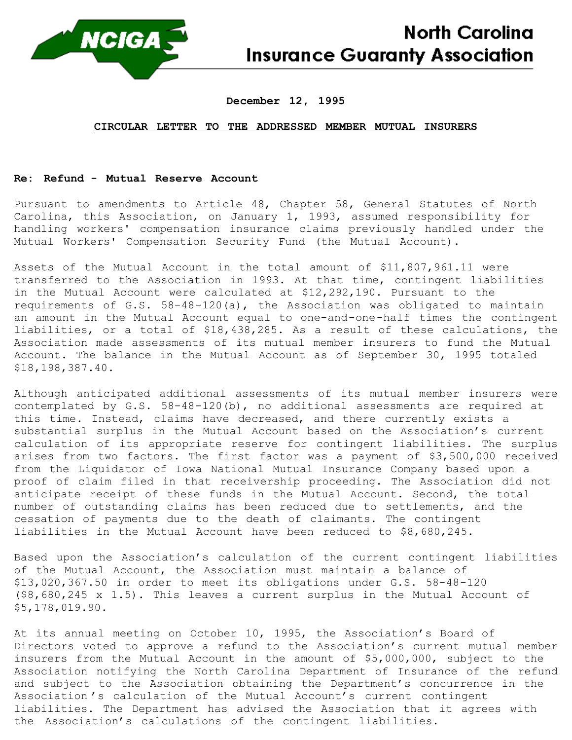# North Carolina Insurance Guaranty Association

**December 12, 1995**

**CIRCULAR LETTER TO THE ADDRESSED MEMBER MUTUAL INSURERS**

**Re: Refund - Mutual Reserve Account**

Pursuant to amendments to Article 48, Chapter 58, General Statutes of North Carolina, this Association, on January 1, 1993, assumed responsibility for handling workers' compensation insurance claims previously handled under the Mutual Workers' Compensation Security Fund (the Mutual Account).

Assets of the Mutual Account in the total amount of $11,807,961.11 were transferred to the Association in 1993. At that time, contingent liabilities in the Mutual Account were calculated at $12,292,190. Pursuant to the requirements of G.S. 58-48-120(a), the Association was obligated to maintain an amount in the Mutual Account equal to one-and-one-half times the contingent liabilities, or a total of $18,438,285. As a result of these calculations, the Association made assessments of its mutual member insurers to fund the Mutual Account. The balance in the Mutual Account as of September 30, 1995 totaled $18,198,387.40.

Although anticipated additional assessments of its mutual member insurers were contemplated by G.S. 58-48-120(b), no additional assessments are required at this time. Instead, claims have decreased, and there currently exists a substantial surplus in the Mutual Account based on the Association's current calculation of its appropriate reserve for contingent liabilities. The surplus arises from two factors. The first factor was a payment of $3,500,000 received from the Liquidator of Iowa National Mutual Insurance Company based upon a proof of claim filed in that receivership proceeding. The Association did not anticipate receipt of these funds in the Mutual Account. Second, the total number of outstanding claims has been reduced due to settlements, and the cessation of payments due to the death of claimants. The contingent liabilities in the Mutual Account have been reduced to $8,680,245.

Based upon the Association's calculation of the current contingent liabilities of the Mutual Account, the Association must maintain a balance of $13,020,367.50 in order to meet its obligations under G.S. 58-48-120 ($8,680,245 x 1.5). This leaves a current surplus in the Mutual Account of $5,178,019.90.

At its annual meeting on October 10, 1995, the Association's Board of Directors voted to approve a refund to the Association's current mutual member insurers from the Mutual Account in the amount of $5,000,000, subject to the Association notifying the North Carolina Department of Insurance of the refund and subject to the Association obtaining the Department's concurrence in the Association's calculation of the Mutual Account's current contingent liabilities. The Department has advised the Association that it agrees with the Association's calculations of the contingent liabilities.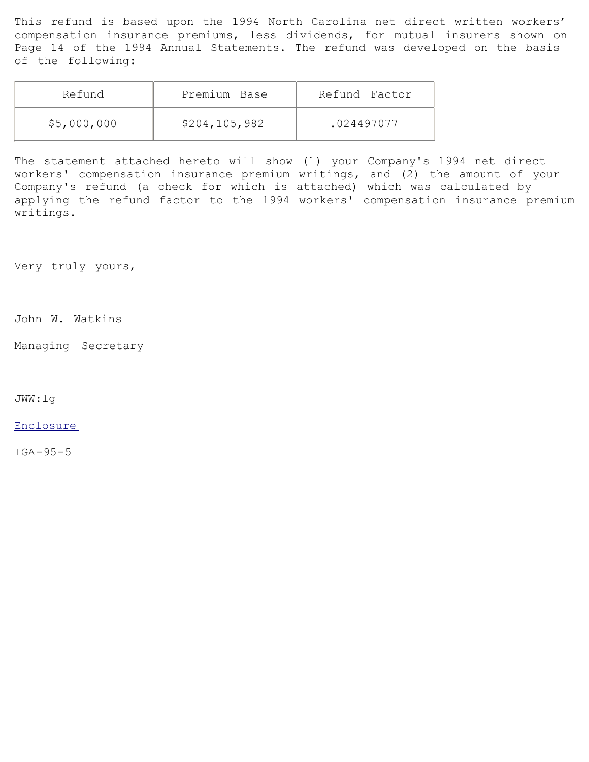This refund is based upon the 1994 North Carolina net direct written workers' compensation insurance premiums, less dividends, for mutual insurers shown on Page 14 of the 1994 Annual Statements. The refund was developed on the basis of the following:

| Refund | Premium Base | Refund Factor |
|---|---|---|
| $5,000,000 | $204,105,982 | .024497077 |

The statement attached hereto will show (1) your Company's 1994 net direct workers' compensation insurance premium writings, and (2) the amount of your Company's refund (a check for which is attached) which was calculated by applying the refund factor to the 1994 workers' compensation insurance premium writings.

Very truly yours,

John W. Watkins

Managing Secretary

JWW:lg

Enclosure

IGA-95-5